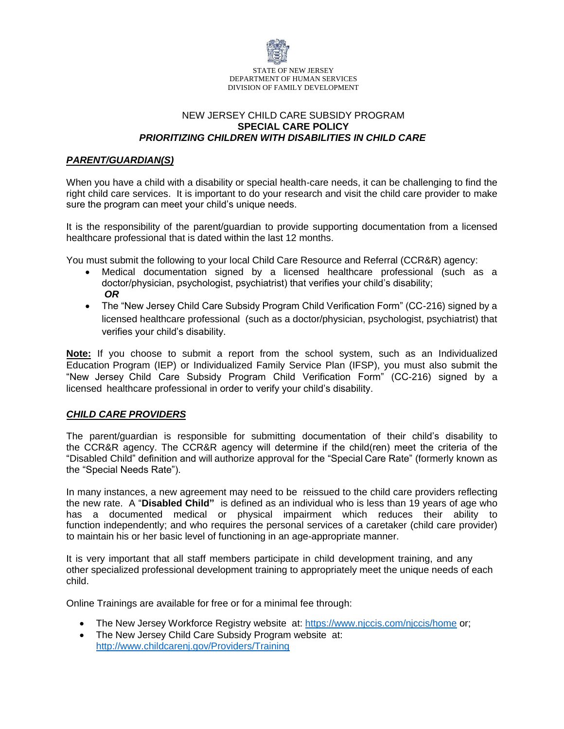STATE OF NEW JERSEY
DEPARTMENT OF HUMAN SERVICES
DIVISION OF FAMILY DEVELOPMENT

# NEW JERSEY CHILD CARE SUBSIDY PROGRAM
## **SPECIAL CARE POLICY**
### ***PRIORITIZING CHILDREN WITH DISABILITIES IN CHILD CARE***

## ***PARENT/GUARDIAN(S)***

When you have a child with a disability or special health-care needs, it can be challenging to find the right child care services. It is important to do your research and visit the child care provider to make sure the program can meet your child's unique needs.

It is the responsibility of the parent/guardian to provide supporting documentation from a licensed healthcare professional that is dated within the last 12 months.

You must submit the following to your local Child Care Resource and Referral (CCR&R) agency:

- Medical documentation signed by a licensed healthcare professional (such as a doctor/physician, psychologist, psychiatrist) that verifies your child's disability;
  ***OR***
- The "New Jersey Child Care Subsidy Program Child Verification Form" (CC-216) signed by a licensed healthcare professional (such as a doctor/physician, psychologist, psychiatrist) that verifies your child's disability.

**Note:** If you choose to submit a report from the school system, such as an Individualized Education Program (IEP) or Individualized Family Service Plan (IFSP), you must also submit the "New Jersey Child Care Subsidy Program Child Verification Form" (CC-216) signed by a licensed healthcare professional in order to verify your child's disability.

## ***CHILD CARE PROVIDERS***

The parent/guardian is responsible for submitting documentation of their child's disability to the CCR&R agency. The CCR&R agency will determine if the child(ren) meet the criteria of the "Disabled Child" definition and will authorize approval for the "Special Care Rate" (formerly known as the "Special Needs Rate").

In many instances, a new agreement may need to be reissued to the child care providers reflecting the new rate. A "**Disabled Child"** is defined as an individual who is less than 19 years of age who has a documented medical or physical impairment which reduces their ability to function independently; and who requires the personal services of a caretaker (child care provider) to maintain his or her basic level of functioning in an age-appropriate manner.

It is very important that all staff members participate in child development training, and any other specialized professional development training to appropriately meet the unique needs of each child.

Online Trainings are available for free or for a minimal fee through:

- The New Jersey Workforce Registry website at: [https://www.njccis.com/njccis/home](https://www.njccis.com/njccis/home) or;
- The New Jersey Child Care Subsidy Program website at: [http://www.childcarenj.gov/Providers/Training](http://www.childcarenj.gov/Providers/Training)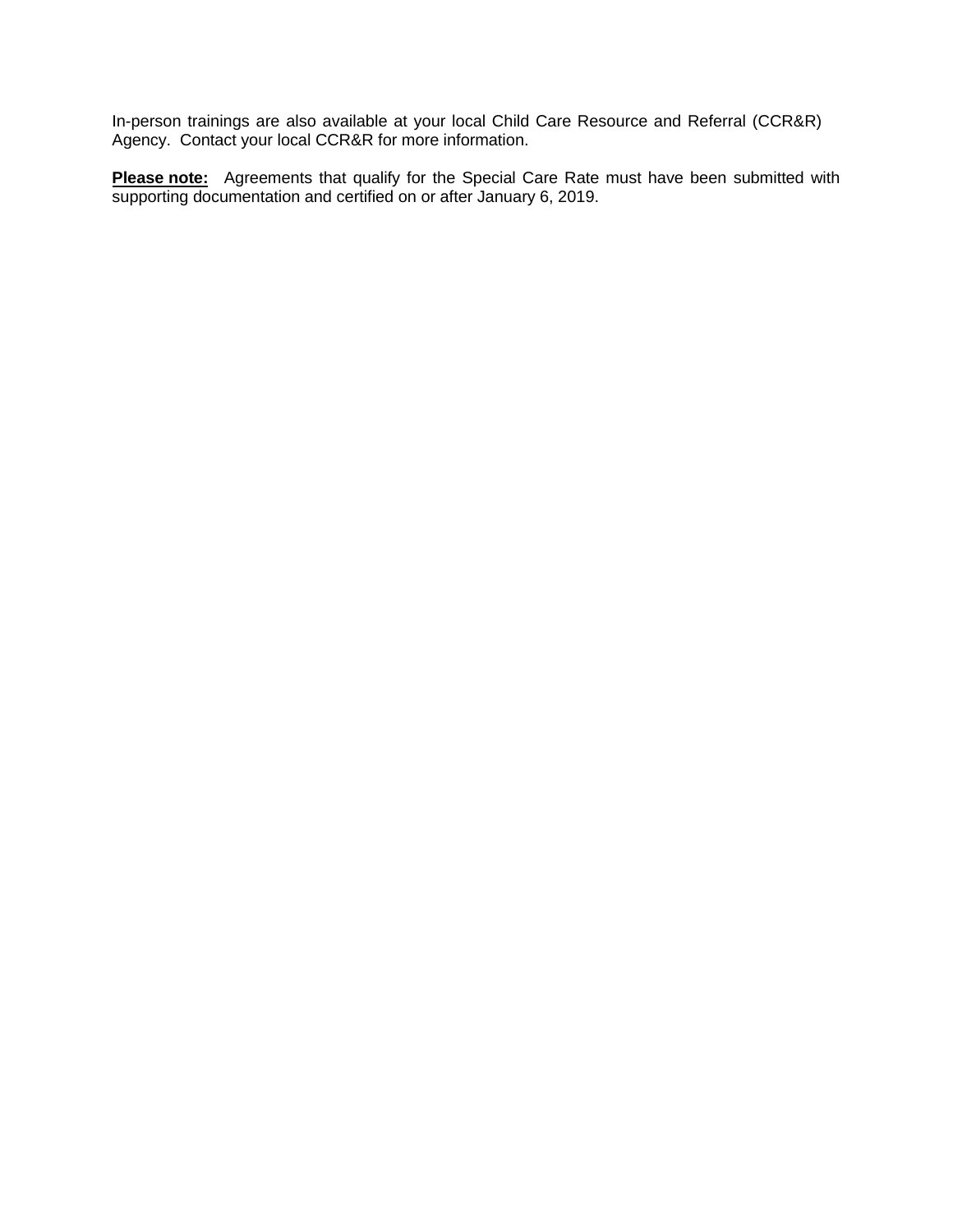In-person trainings are also available at your local Child Care Resource and Referral (CCR&R) Agency. Contact your local CCR&R for more information.

**Please note:** Agreements that qualify for the Special Care Rate must have been submitted with supporting documentation and certified on or after January 6, 2019.